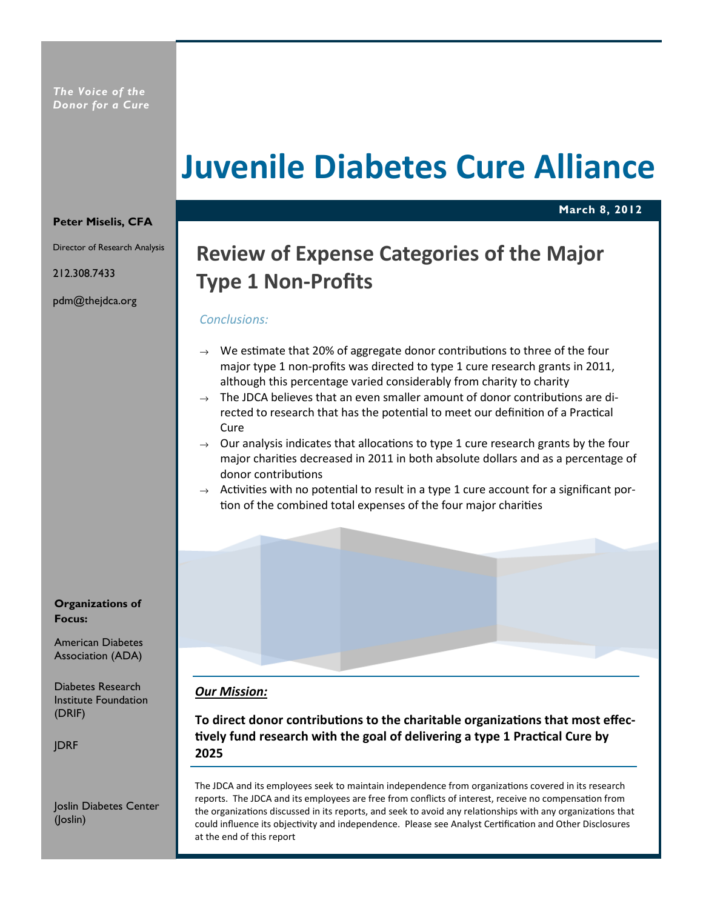*The Voice of the Donor for a Cure*

# Juvenile Diabetes Cure Alliance

**March 8, 2012**

**Peter Miselis, CFA**

Director of Research Analysis

212.308.7433

pdm@thejdca.org

## Review of Expense Categories of the Major Type 1 Non-Profits

*Conclusions:*

- We estimate that 20% of aggregate donor contributions to three of the four major type 1 non-profits was directed to type 1 cure research grants in 2011, although this percentage varied considerably from charity to charity
- The JDCA believes that an even smaller amount of donor contributions are directed to research that has the potential to meet our definition of a Practical Cure
- Our analysis indicates that allocations to type 1 cure research grants by the four major charities decreased in 2011 in both absolute dollars and as a percentage of donor contributions
- Activities with no potential to result in a type 1 cure account for a significant portion of the combined total expenses of the four major charities

**Organizations of Focus:**

American Diabetes Association (ADA)

Diabetes Research Institute Foundation (DRIF)

JDRF

Joslin Diabetes Center (Joslin)

***Our Mission:***

**To direct donor contributions to the charitable organizations that most effectively fund research with the goal of delivering a type 1 Practical Cure by 2025**

The JDCA and its employees seek to maintain independence from organizations covered in its research reports. The JDCA and its employees are free from conflicts of interest, receive no compensation from the organizations discussed in its reports, and seek to avoid any relationships with any organizations that could influence its objectivity and independence. Please see Analyst Certification and Other Disclosures at the end of this report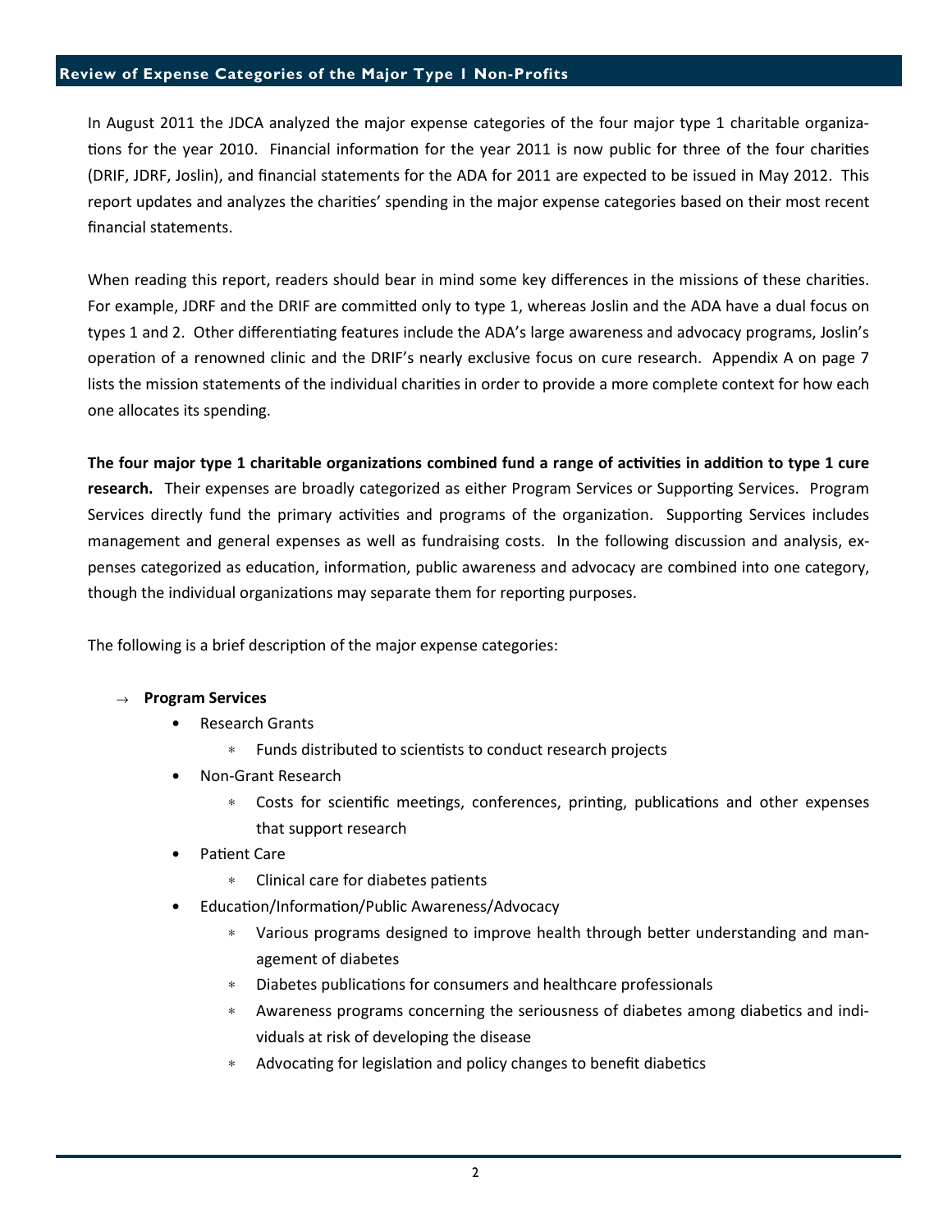## Review of Expense Categories of the Major Type 1 Non-Profits

In August 2011 the JDCA analyzed the major expense categories of the four major type 1 charitable organizations for the year 2010. Financial information for the year 2011 is now public for three of the four charities (DRIF, JDRF, Joslin), and financial statements for the ADA for 2011 are expected to be issued in May 2012. This report updates and analyzes the charities' spending in the major expense categories based on their most recent financial statements.

When reading this report, readers should bear in mind some key differences in the missions of these charities. For example, JDRF and the DRIF are committed only to type 1, whereas Joslin and the ADA have a dual focus on types 1 and 2. Other differentiating features include the ADA's large awareness and advocacy programs, Joslin's operation of a renowned clinic and the DRIF's nearly exclusive focus on cure research. Appendix A on page 7 lists the mission statements of the individual charities in order to provide a more complete context for how each one allocates its spending.

**The four major type 1 charitable organizations combined fund a range of activities in addition to type 1 cure research.** Their expenses are broadly categorized as either Program Services or Supporting Services. Program Services directly fund the primary activities and programs of the organization. Supporting Services includes management and general expenses as well as fundraising costs. In the following discussion and analysis, expenses categorized as education, information, public awareness and advocacy are combined into one category, though the individual organizations may separate them for reporting purposes.

The following is a brief description of the major expense categories:

- → **Program Services**
  - Research Grants
    - Funds distributed to scientists to conduct research projects
  - Non-Grant Research
    - Costs for scientific meetings, conferences, printing, publications and other expenses that support research
  - Patient Care
    - Clinical care for diabetes patients
  - Education/Information/Public Awareness/Advocacy
    - Various programs designed to improve health through better understanding and management of diabetes
    - Diabetes publications for consumers and healthcare professionals
    - Awareness programs concerning the seriousness of diabetes among diabetics and individuals at risk of developing the disease
    - Advocating for legislation and policy changes to benefit diabetics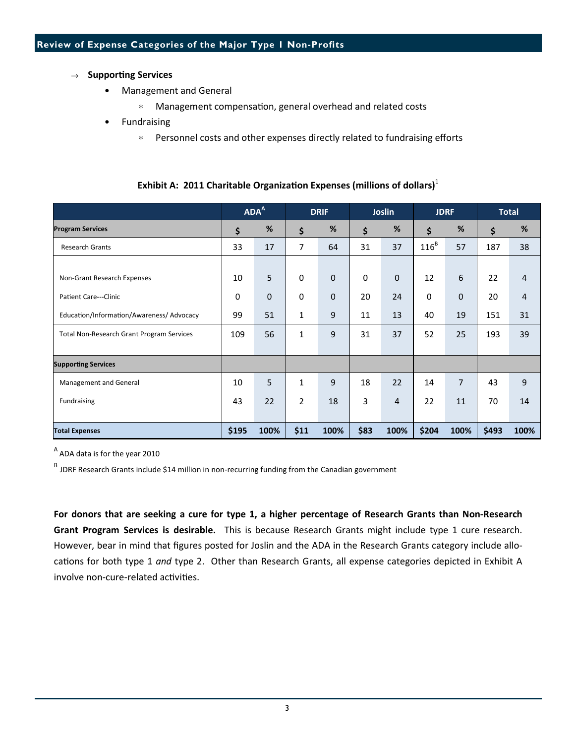→ **Supporting Services**

- Management and General
  - Management compensation, general overhead and related costs
- Fundraising
  - Personnel costs and other expenses directly related to fundraising efforts

**Exhibit A: 2011 Charitable Organization Expenses (millions of dollars)**[1]

| | ADA[A] | | DRIF | | Joslin | | JDRF | | Total | |
|---|---|---|---|---|---|---|---|---|---|---|
| **Program Services** | $ | % | $ | % | $ | % | $ | % | $ | % |
| Research Grants | 33 | 17 | 7 | 64 | 31 | 37 | 116[B] | 57 | 187 | 38 |
| Non-Grant Research Expenses | 10 | 5 | 0 | 0 | 0 | 0 | 12 | 6 | 22 | 4 |
| Patient Care---Clinic | 0 | 0 | 0 | 0 | 20 | 24 | 0 | 0 | 20 | 4 |
| Education/Information/Awareness/ Advocacy | 99 | 51 | 1 | 9 | 11 | 13 | 40 | 19 | 151 | 31 |
| Total Non-Research Grant Program Services | 109 | 56 | 1 | 9 | 31 | 37 | 52 | 25 | 193 | 39 |
| **Supporting Services** | | | | | | | | | | |
| Management and General | 10 | 5 | 1 | 9 | 18 | 22 | 14 | 7 | 43 | 9 |
| Fundraising | 43 | 22 | 2 | 18 | 3 | 4 | 22 | 11 | 70 | 14 |
| **Total Expenses** | **$195** | **100%** | **$11** | **100%** | **$83** | **100%** | **$204** | **100%** | **$493** | **100%** |

[A] ADA data is for the year 2010

[B] JDRF Research Grants include $14 million in non-recurring funding from the Canadian government

**For donors that are seeking a cure for type 1, a higher percentage of Research Grants than Non-Research Grant Program Services is desirable.** This is because Research Grants might include type 1 cure research. However, bear in mind that figures posted for Joslin and the ADA in the Research Grants category include allocations for both type 1 *and* type 2. Other than Research Grants, all expense categories depicted in Exhibit A involve non-cure-related activities.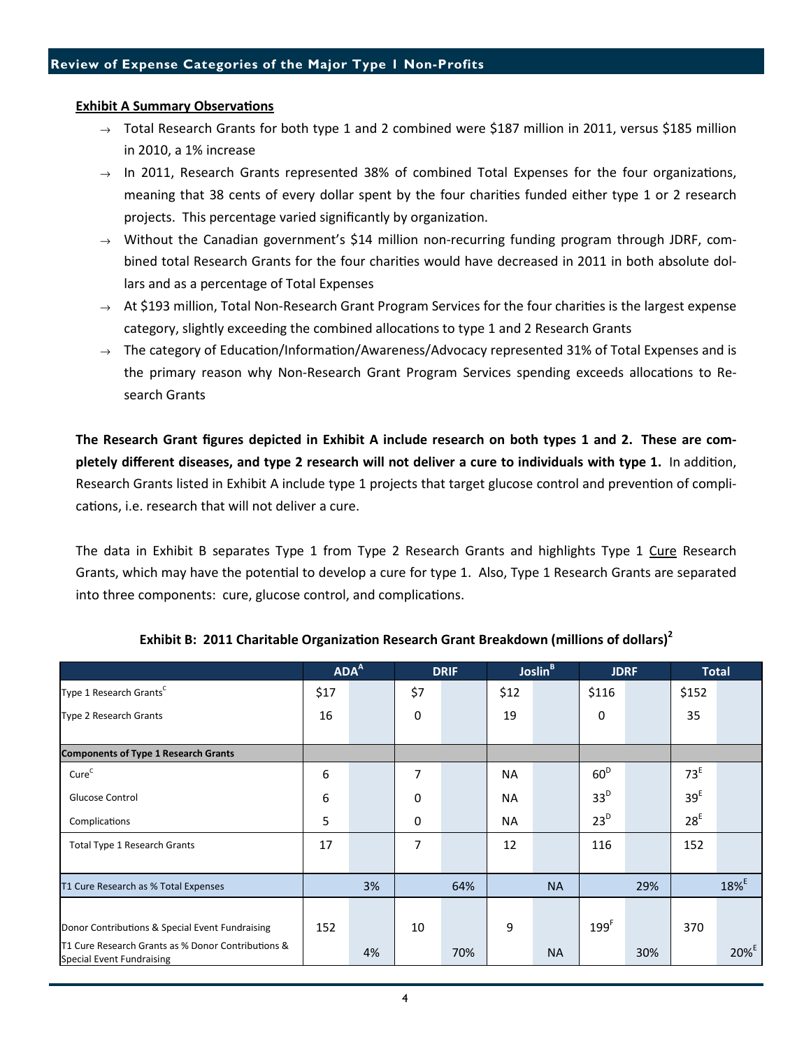## Review of Expense Categories of the Major Type 1 Non-Profits

**Exhibit A Summary Observations**

- → Total Research Grants for both type 1 and 2 combined were $187 million in 2011, versus $185 million in 2010, a 1% increase
- → In 2011, Research Grants represented 38% of combined Total Expenses for the four organizations, meaning that 38 cents of every dollar spent by the four charities funded either type 1 or 2 research projects. This percentage varied significantly by organization.
- → Without the Canadian government's $14 million non-recurring funding program through JDRF, combined total Research Grants for the four charities would have decreased in 2011 in both absolute dollars and as a percentage of Total Expenses
- → At $193 million, Total Non-Research Grant Program Services for the four charities is the largest expense category, slightly exceeding the combined allocations to type 1 and 2 Research Grants
- → The category of Education/Information/Awareness/Advocacy represented 31% of Total Expenses and is the primary reason why Non-Research Grant Program Services spending exceeds allocations to Research Grants

**The Research Grant figures depicted in Exhibit A include research on both types 1 and 2. These are completely different diseases, and type 2 research will not deliver a cure to individuals with type 1.** In addition, Research Grants listed in Exhibit A include type 1 projects that target glucose control and prevention of complications, i.e. research that will not deliver a cure.

The data in Exhibit B separates Type 1 from Type 2 Research Grants and highlights Type 1 Cure Research Grants, which may have the potential to develop a cure for type 1. Also, Type 1 Research Grants are separated into three components: cure, glucose control, and complications.

**Exhibit B: 2011 Charitable Organization Research Grant Breakdown (millions of dollars)[2]**

| | ADA[A] | | DRIF | | Joslin[B] | | JDRF | | Total | |
|---|---|---|---|---|---|---|---|---|---|---|
| Type 1 Research Grants[C] | $17 | | $7 | | $12 | | $116 | | $152 | |
| Type 2 Research Grants | 16 | | 0 | | 19 | | 0 | | 35 | |
| **Components of Type 1 Research Grants** | | | | | | | | | | |
| Cure[C] | 6 | | 7 | | NA | | 60[D] | | 73[E] | |
| Glucose Control | 6 | | 0 | | NA | | 33[D] | | 39[E] | |
| Complications | 5 | | 0 | | NA | | 23[D] | | 28[E] | |
| Total Type 1 Research Grants | 17 | | 7 | | 12 | | 116 | | 152 | |
| T1 Cure Research as % Total Expenses | | 3% | | 64% | | NA | | 29% | | 18%[E] |
| Donor Contributions & Special Event Fundraising | 152 | | 10 | | 9 | | 199[F] | | 370 | |
| T1 Cure Research Grants as % Donor Contributions & Special Event Fundraising | | 4% | | 70% | | NA | | 30% | | 20%[E] |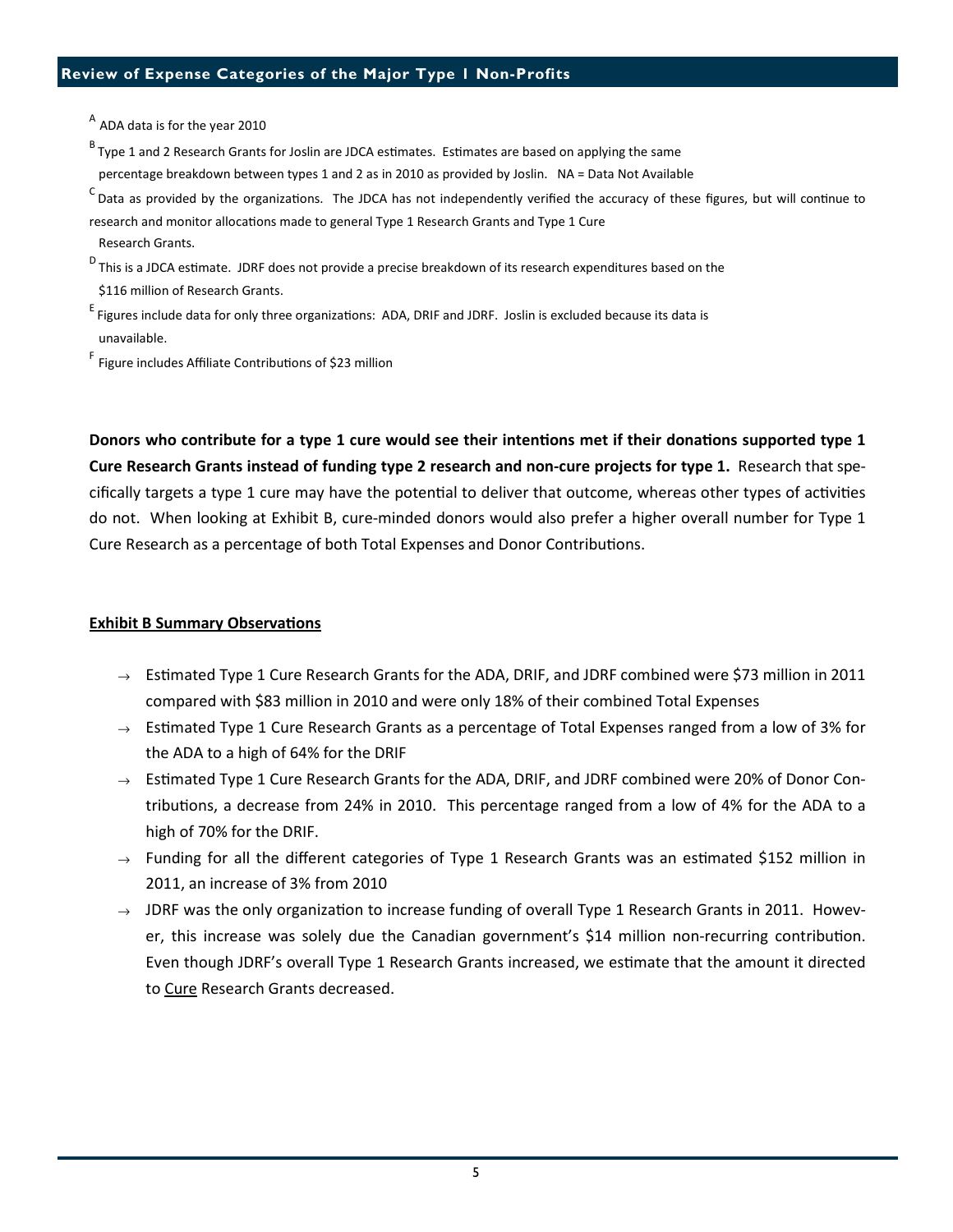[A] ADA data is for the year 2010

[B] Type 1 and 2 Research Grants for Joslin are JDCA estimates. Estimates are based on applying the same percentage breakdown between types 1 and 2 as in 2010 as provided by Joslin. NA = Data Not Available

[C] Data as provided by the organizations. The JDCA has not independently verified the accuracy of these figures, but will continue to research and monitor allocations made to general Type 1 Research Grants and Type 1 Cure Research Grants.

[D] This is a JDCA estimate. JDRF does not provide a precise breakdown of its research expenditures based on the $116 million of Research Grants.

[E] Figures include data for only three organizations: ADA, DRIF and JDRF. Joslin is excluded because its data is unavailable.

[F] Figure includes Affiliate Contributions of $23 million

**Donors who contribute for a type 1 cure would see their intentions met if their donations supported type 1 Cure Research Grants instead of funding type 2 research and non-cure projects for type 1.** Research that specifically targets a type 1 cure may have the potential to deliver that outcome, whereas other types of activities do not. When looking at Exhibit B, cure-minded donors would also prefer a higher overall number for Type 1 Cure Research as a percentage of both Total Expenses and Donor Contributions.

**Exhibit B Summary Observations**

- Estimated Type 1 Cure Research Grants for the ADA, DRIF, and JDRF combined were $73 million in 2011 compared with $83 million in 2010 and were only 18% of their combined Total Expenses
- Estimated Type 1 Cure Research Grants as a percentage of Total Expenses ranged from a low of 3% for the ADA to a high of 64% for the DRIF
- Estimated Type 1 Cure Research Grants for the ADA, DRIF, and JDRF combined were 20% of Donor Contributions, a decrease from 24% in 2010. This percentage ranged from a low of 4% for the ADA to a high of 70% for the DRIF.
- Funding for all the different categories of Type 1 Research Grants was an estimated $152 million in 2011, an increase of 3% from 2010
- JDRF was the only organization to increase funding of overall Type 1 Research Grants in 2011. However, this increase was solely due the Canadian government's $14 million non-recurring contribution. Even though JDRF's overall Type 1 Research Grants increased, we estimate that the amount it directed to Cure Research Grants decreased.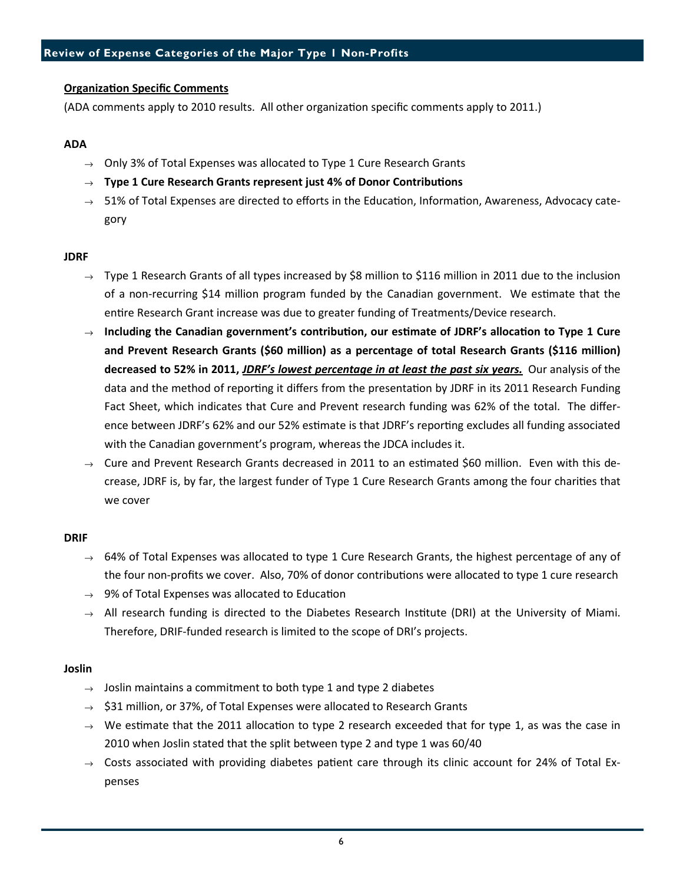## Review of Expense Categories of the Major Type 1 Non-Profits

**Organization Specific Comments**

(ADA comments apply to 2010 results. All other organization specific comments apply to 2011.)

**ADA**

- Only 3% of Total Expenses was allocated to Type 1 Cure Research Grants
- **Type 1 Cure Research Grants represent just 4% of Donor Contributions**
- 51% of Total Expenses are directed to efforts in the Education, Information, Awareness, Advocacy category

**JDRF**

- Type 1 Research Grants of all types increased by $8 million to $116 million in 2011 due to the inclusion of a non-recurring $14 million program funded by the Canadian government. We estimate that the entire Research Grant increase was due to greater funding of Treatments/Device research.
- **Including the Canadian government's contribution, our estimate of JDRF's allocation to Type 1 Cure and Prevent Research Grants ($60 million) as a percentage of total Research Grants ($116 million) decreased to 52% in 2011, *JDRF's lowest percentage in at least the past six years.*** Our analysis of the data and the method of reporting it differs from the presentation by JDRF in its 2011 Research Funding Fact Sheet, which indicates that Cure and Prevent research funding was 62% of the total. The difference between JDRF's 62% and our 52% estimate is that JDRF's reporting excludes all funding associated with the Canadian government's program, whereas the JDCA includes it.
- Cure and Prevent Research Grants decreased in 2011 to an estimated $60 million. Even with this decrease, JDRF is, by far, the largest funder of Type 1 Cure Research Grants among the four charities that we cover

**DRIF**

- 64% of Total Expenses was allocated to type 1 Cure Research Grants, the highest percentage of any of the four non-profits we cover. Also, 70% of donor contributions were allocated to type 1 cure research
- 9% of Total Expenses was allocated to Education
- All research funding is directed to the Diabetes Research Institute (DRI) at the University of Miami. Therefore, DRIF-funded research is limited to the scope of DRI's projects.

**Joslin**

- Joslin maintains a commitment to both type 1 and type 2 diabetes
- $31 million, or 37%, of Total Expenses were allocated to Research Grants
- We estimate that the 2011 allocation to type 2 research exceeded that for type 1, as was the case in 2010 when Joslin stated that the split between type 2 and type 1 was 60/40
- Costs associated with providing diabetes patient care through its clinic account for 24% of Total Expenses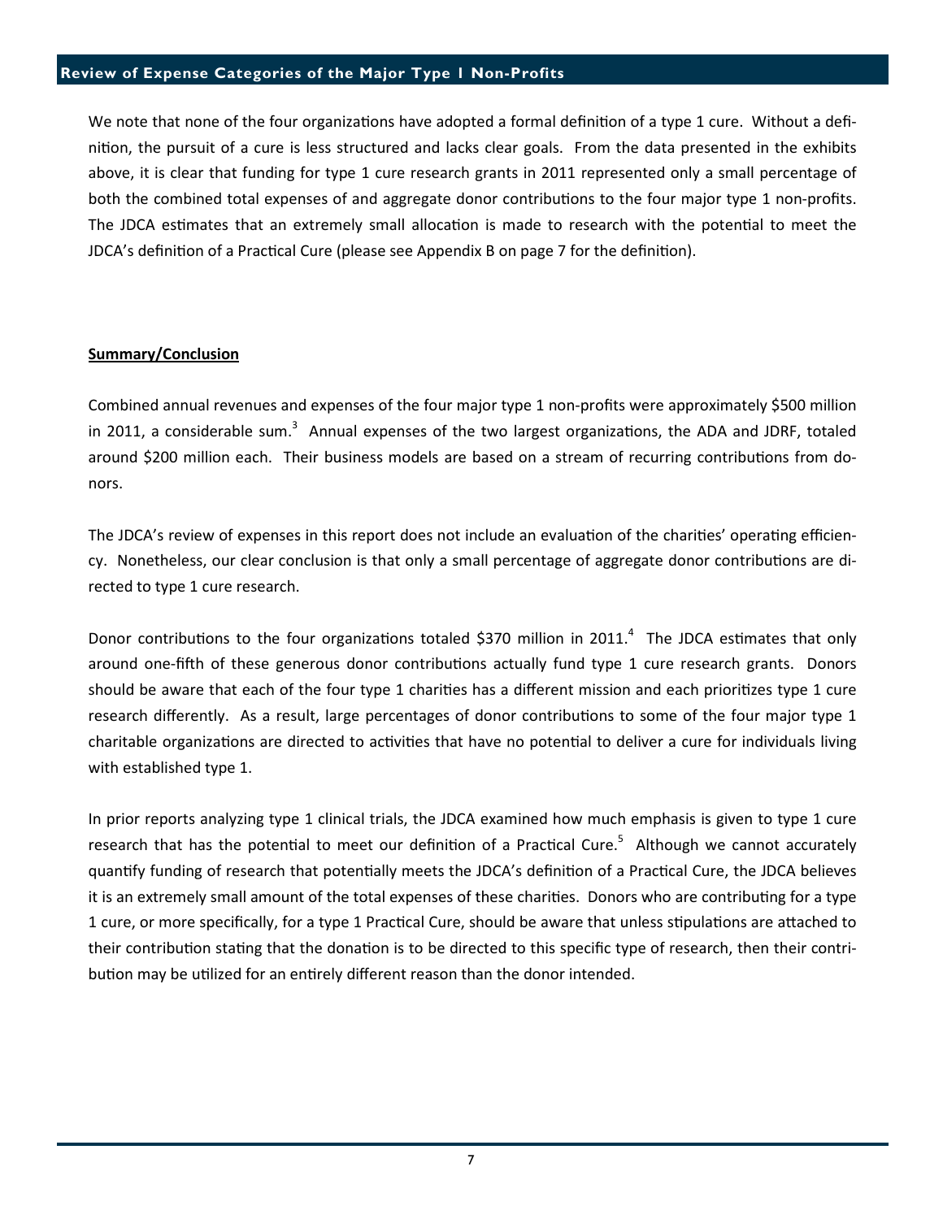## Review of Expense Categories of the Major Type 1 Non-Profits

We note that none of the four organizations have adopted a formal definition of a type 1 cure. Without a definition, the pursuit of a cure is less structured and lacks clear goals. From the data presented in the exhibits above, it is clear that funding for type 1 cure research grants in 2011 represented only a small percentage of both the combined total expenses of and aggregate donor contributions to the four major type 1 non-profits. The JDCA estimates that an extremely small allocation is made to research with the potential to meet the JDCA's definition of a Practical Cure (please see Appendix B on page 7 for the definition).

**Summary/Conclusion**

Combined annual revenues and expenses of the four major type 1 non-profits were approximately $500 million in 2011, a considerable sum.[3] Annual expenses of the two largest organizations, the ADA and JDRF, totaled around $200 million each. Their business models are based on a stream of recurring contributions from donors.

The JDCA's review of expenses in this report does not include an evaluation of the charities' operating efficiency. Nonetheless, our clear conclusion is that only a small percentage of aggregate donor contributions are directed to type 1 cure research.

Donor contributions to the four organizations totaled $370 million in 2011.[4] The JDCA estimates that only around one-fifth of these generous donor contributions actually fund type 1 cure research grants. Donors should be aware that each of the four type 1 charities has a different mission and each prioritizes type 1 cure research differently. As a result, large percentages of donor contributions to some of the four major type 1 charitable organizations are directed to activities that have no potential to deliver a cure for individuals living with established type 1.

In prior reports analyzing type 1 clinical trials, the JDCA examined how much emphasis is given to type 1 cure research that has the potential to meet our definition of a Practical Cure.[5] Although we cannot accurately quantify funding of research that potentially meets the JDCA's definition of a Practical Cure, the JDCA believes it is an extremely small amount of the total expenses of these charities. Donors who are contributing for a type 1 cure, or more specifically, for a type 1 Practical Cure, should be aware that unless stipulations are attached to their contribution stating that the donation is to be directed to this specific type of research, then their contribution may be utilized for an entirely different reason than the donor intended.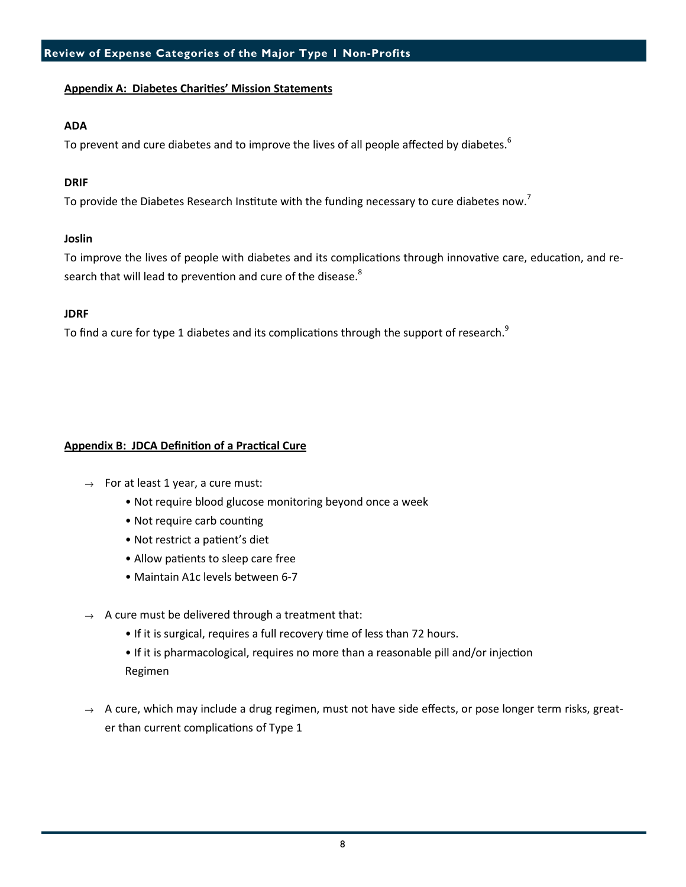## Appendix A: Diabetes Charities' Mission Statements

**ADA**

To prevent and cure diabetes and to improve the lives of all people affected by diabetes.[6]

**DRIF**

To provide the Diabetes Research Institute with the funding necessary to cure diabetes now.[7]

**Joslin**

To improve the lives of people with diabetes and its complications through innovative care, education, and research that will lead to prevention and cure of the disease.[8]

**JDRF**

To find a cure for type 1 diabetes and its complications through the support of research.[9]

## Appendix B: JDCA Definition of a Practical Cure

→ For at least 1 year, a cure must:

- Not require blood glucose monitoring beyond once a week
- Not require carb counting
- Not restrict a patient's diet
- Allow patients to sleep care free
- Maintain A1c levels between 6-7

→ A cure must be delivered through a treatment that:

- If it is surgical, requires a full recovery time of less than 72 hours.
- If it is pharmacological, requires no more than a reasonable pill and/or injection Regimen

→ A cure, which may include a drug regimen, must not have side effects, or pose longer term risks, greater than current complications of Type 1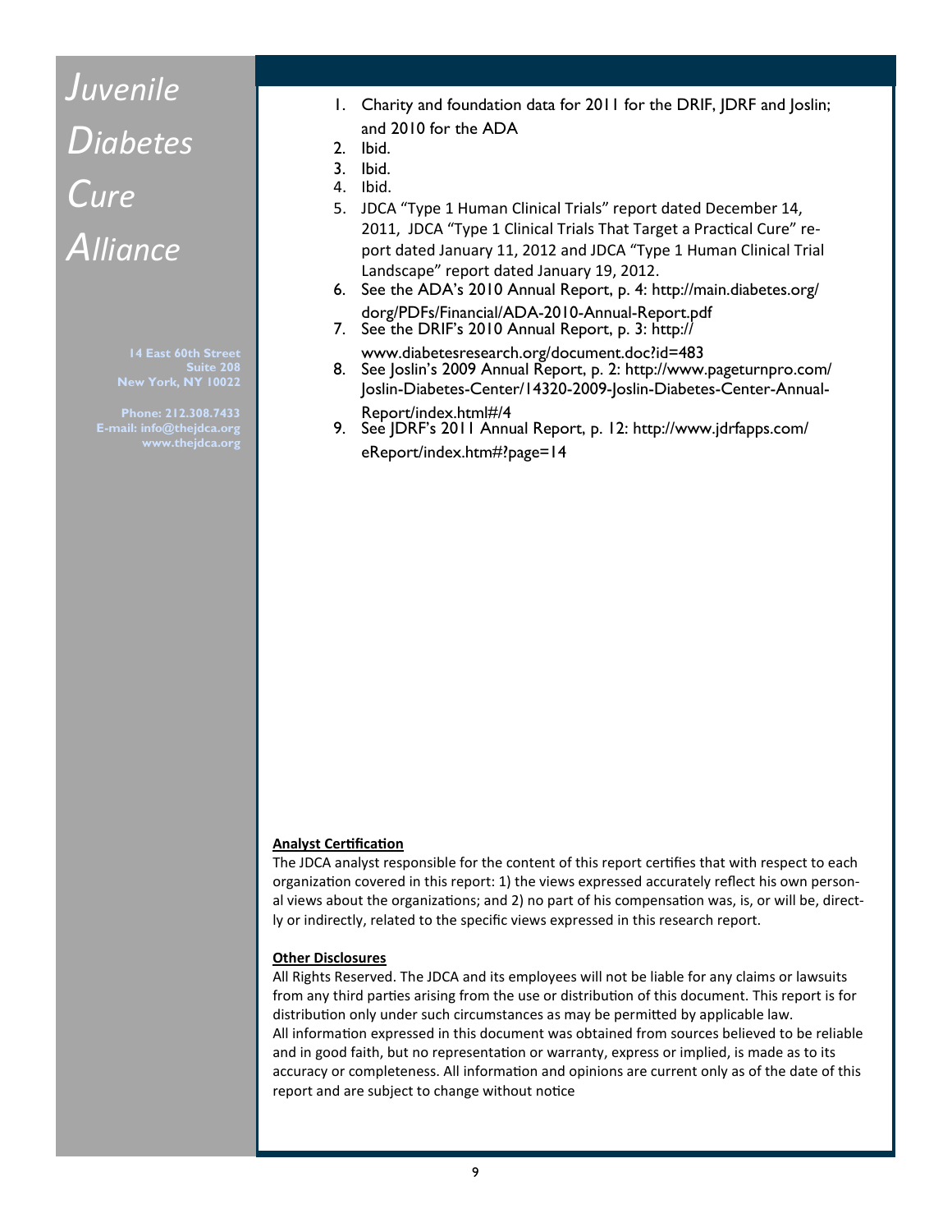# Juvenile Diabetes Cure Alliance

14 East 60th Street
Suite 208
New York, NY 10022

Phone: 212.308.7433
E-mail: info@thejdca.org
www.thejdca.org

1. Charity and foundation data for 2011 for the DRIF, JDRF and Joslin; and 2010 for the ADA
2. Ibid.
3. Ibid.
4. Ibid.
5. JDCA "Type 1 Human Clinical Trials" report dated December 14, 2011, JDCA "Type 1 Clinical Trials That Target a Practical Cure" report dated January 11, 2012 and JDCA "Type 1 Human Clinical Trial Landscape" report dated January 19, 2012.
6. See the ADA's 2010 Annual Report, p. 4: http://main.diabetes.org/dorg/PDFs/Financial/ADA-2010-Annual-Report.pdf
7. See the DRIF's 2010 Annual Report, p. 3: http://www.diabetesresearch.org/document.doc?id=483
8. See Joslin's 2009 Annual Report, p. 2: http://www.pageturnpro.com/Joslin-Diabetes-Center/14320-2009-Joslin-Diabetes-Center-Annual-Report/index.html#/4
9. See JDRF's 2011 Annual Report, p. 12: http://www.jdrfapps.com/eReport/index.htm#?page=14

**Analyst Certification**

The JDCA analyst responsible for the content of this report certifies that with respect to each organization covered in this report: 1) the views expressed accurately reflect his own personal views about the organizations; and 2) no part of his compensation was, is, or will be, directly or indirectly, related to the specific views expressed in this research report.

**Other Disclosures**

All Rights Reserved. The JDCA and its employees will not be liable for any claims or lawsuits from any third parties arising from the use or distribution of this document. This report is for distribution only under such circumstances as may be permitted by applicable law.
All information expressed in this document was obtained from sources believed to be reliable and in good faith, but no representation or warranty, express or implied, is made as to its accuracy or completeness. All information and opinions are current only as of the date of this report and are subject to change without notice